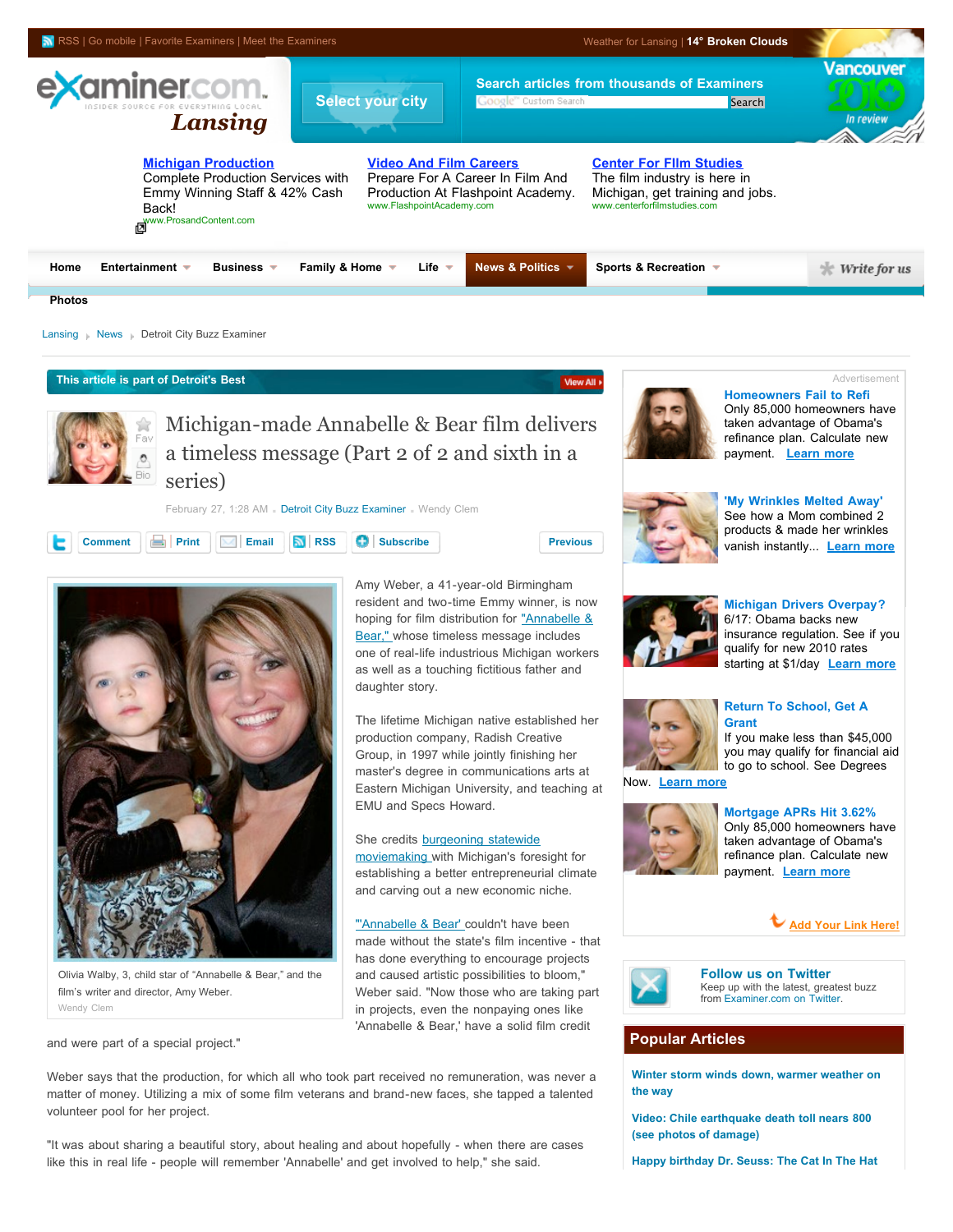# Michigan-made Annabelle & Bear film delivers a timeless message (Part 2 of 2 and sixth in a series)

February 27, 1:28 AM · Detroit City Buzz Examiner · Wendy Clem

Olivia Walby, 3, child star of "Annabelle & Bear," and the film's writer and director, Amy Weber.
Wendy Clem

Amy Weber, a 41-year-old Birmingham resident and two-time Emmy winner, is now hoping for film distribution for "Annabelle & Bear," whose timeless message includes one of real-life industrious Michigan workers as well as a touching fictitious father and daughter story.

The lifetime Michigan native established her production company, Radish Creative Group, in 1997 while jointly finishing her master's degree in communications arts at Eastern Michigan University, and teaching at EMU and Specs Howard.

She credits burgeoning statewide moviemaking with Michigan's foresight for establishing a better entrepreneurial climate and carving out a new economic niche.

"'Annabelle & Bear' couldn't have been made without the state's film incentive - that has done everything to encourage projects and caused artistic possibilities to bloom," Weber said. "Now those who are taking part in projects, even the nonpaying ones like 'Annabelle & Bear,' have a solid film credit and were part of a special project."

Weber says that the production, for which all who took part received no remuneration, was never a matter of money. Utilizing a mix of some film veterans and brand-new faces, she tapped a talented volunteer pool for her project.

"It was about sharing a beautiful story, about healing and about hopefully - when there are cases like this in real life - people will remember 'Annabelle' and get involved to help," she said.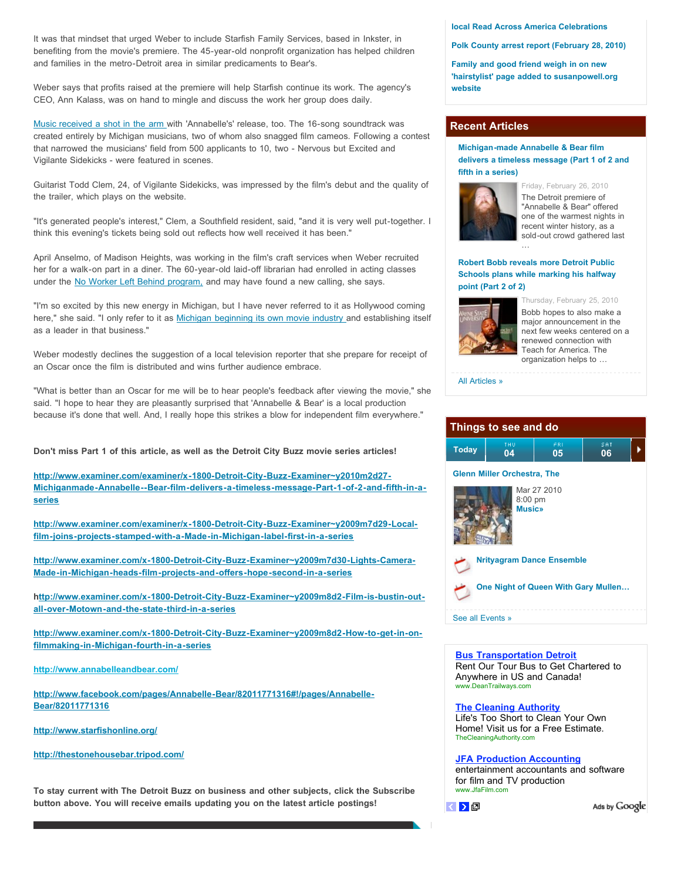It was that mindset that urged Weber to include Starfish Family Services, based in Inkster, in benefiting from the movie's premiere. The 45-year-old nonprofit organization has helped children and families in the metro-Detroit area in similar predicaments to Bear's.

Weber says that profits raised at the premiere will help Starfish continue its work. The agency's CEO, Ann Kalass, was on hand to mingle and discuss the work her group does daily.

Music received a shot in the arm with 'Annabelle's' release, too. The 16-song soundtrack was created entirely by Michigan musicians, two of whom also snagged film cameos. Following a contest that narrowed the musicians' field from 500 applicants to 10, two - Nervous but Excited and Vigilante Sidekicks - were featured in scenes.

Guitarist Todd Clem, 24, of Vigilante Sidekicks, was impressed by the film's debut and the quality of the trailer, which plays on the website.

"It's generated people's interest," Clem, a Southfield resident, said, "and it is very well put-together. I think this evening's tickets being sold out reflects how well received it has been."

April Anselmo, of Madison Heights, was working in the film's craft services when Weber recruited her for a walk-on part in a diner. The 60-year-old laid-off librarian had enrolled in acting classes under the No Worker Left Behind program, and may have found a new calling, she says.

"I'm so excited by this new energy in Michigan, but I have never referred to it as Hollywood coming here," she said. "I only refer to it as Michigan beginning its own movie industry and establishing itself as a leader in that business."

Weber modestly declines the suggestion of a local television reporter that she prepare for receipt of an Oscar once the film is distributed and wins further audience embrace.

"What is better than an Oscar for me will be to hear people's feedback after viewing the movie," she said. "I hope to hear they are pleasantly surprised that 'Annabelle & Bear' is a local production because it's done that well. And, I really hope this strikes a blow for independent film everywhere."

**Don't miss Part 1 of this article, as well as the Detroit City Buzz movie series articles!**

**http://www.examiner.com/examiner/x-1800-Detroit-City-Buzz-Examiner~y2010m2d27-Michiganmade-Annabelle--Bear-film-delivers-a-timeless-message-Part-1-of-2-and-fifth-in-a-series**

**http://www.examiner.com/examiner/x-1800-Detroit-City-Buzz-Examiner~y2009m7d29-Local-film-joins-projects-stamped-with-a-Made-in-Michigan-label-first-in-a-series**

**http://www.examiner.com/x-1800-Detroit-City-Buzz-Examiner~y2009m7d30-Lights-Camera-Made-in-Michigan-heads-film-projects-and-offers-hope-second-in-a-series**

**http://www.examiner.com/x-1800-Detroit-City-Buzz-Examiner~y2009m8d2-Film-is-bustin-out-all-over-Motown-and-the-state-third-in-a-series**

**http://www.examiner.com/x-1800-Detroit-City-Buzz-Examiner~y2009m8d2-How-to-get-in-on-filmmaking-in-Michigan-fourth-in-a-series**

**http://www.annabelleandbear.com/**

**http://www.facebook.com/pages/Annabelle-Bear/82011771316#!/pages/Annabelle-Bear/82011771316**

**http://www.starfishonline.org/**

**http://thestonehousebar.tripod.com/**

**To stay current with The Detroit Buzz on business and other subjects, click the Subscribe button above. You will receive emails updating you on the latest article postings!**

local Read Across America Celebrations

Polk County arrest report (February 28, 2010)

Family and good friend weigh in on new 'hairstylist' page added to susanpowell.org website

## Recent Articles

**Michigan-made Annabelle & Bear film delivers a timeless message (Part 1 of 2 and fifth in a series)**

Friday, February 26, 2010

The Detroit premiere of "Annabelle & Bear" offered one of the warmest nights in recent winter history, as a sold-out crowd gathered last …

**Robert Bobb reveals more Detroit Public Schools plans while marking his halfway point (Part 2 of 2)**

Thursday, February 25, 2010

Bobb hopes to also make a major announcement in the next few weeks centered on a renewed connection with Teach for America. The organization helps to …

All Articles »

## Things to see and do

Today | THU 04 | FRI 05 | SAT 06

**Glenn Miller Orchestra, The**

Mar 27 2010
8:00 pm
**Music»**

**Nrityagram Dance Ensemble**

**One Night of Queen With Gary Mullen…**

See all Events »

**Bus Transportation Detroit**
Rent Our Tour Bus to Get Chartered to Anywhere in US and Canada!
www.DeanTrailways.com

**The Cleaning Authority**
Life's Too Short to Clean Your Own Home! Visit us for a Free Estimate.
TheCleaningAuthority.com

**JFA Production Accounting**
entertainment accountants and software for film and TV production
www.JfaFilm.com

Ads by Google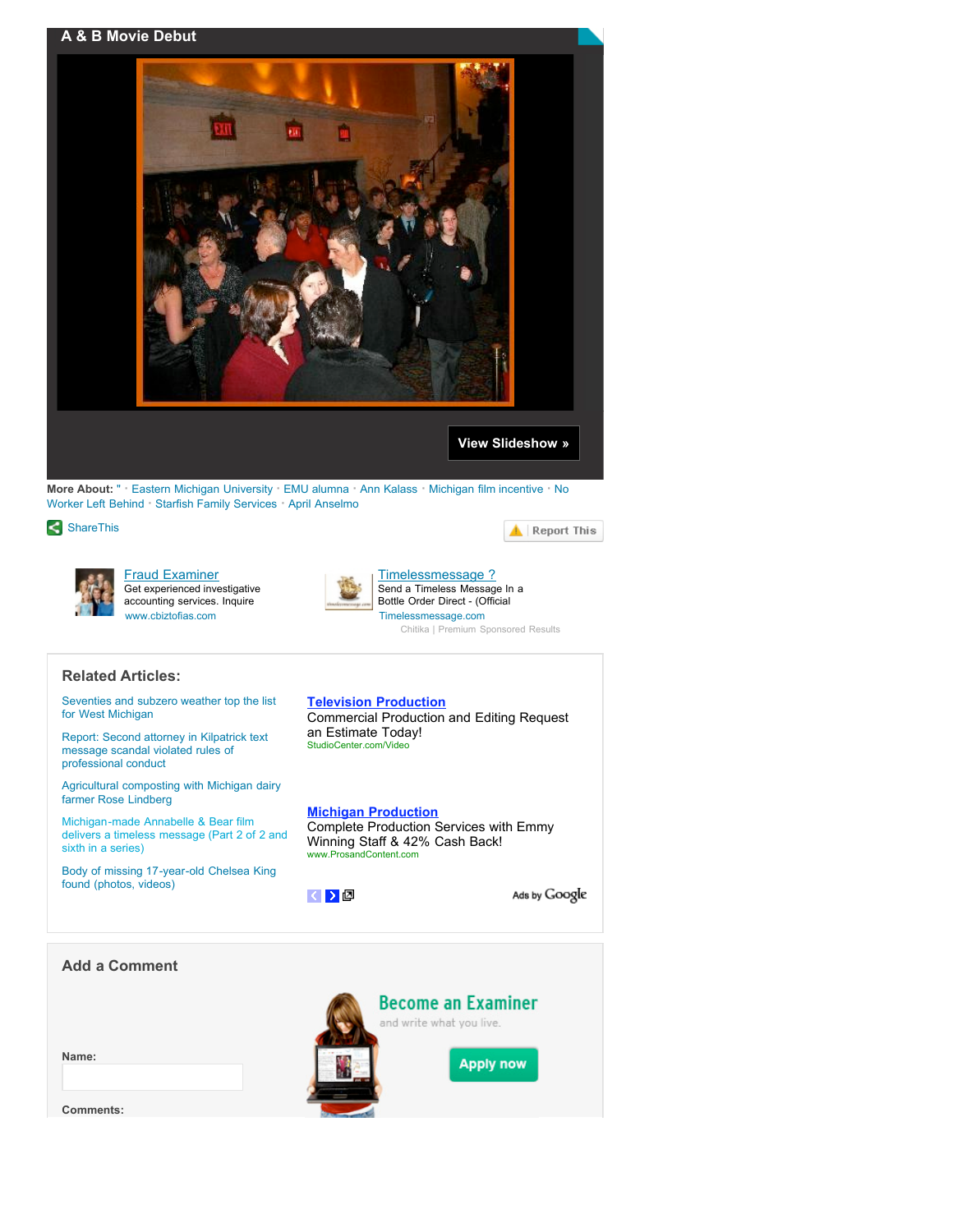## A & B Movie Debut

View Slideshow »

**More About:** " · Eastern Michigan University · EMU alumna · Ann Kalass · Michigan film incentive · No Worker Left Behind · Starfish Family Services · April Anselmo

ShareThis

Report This

Fraud Examiner
Get experienced investigative accounting services. Inquire
www.cbiztofias.com

Timelessmessage ?
Send a Timeless Message In a Bottle Order Direct - (Official
Timelessmessage.com

Chitika | Premium Sponsored Results

### Related Articles:

- Seventies and subzero weather top the list for West Michigan
- Report: Second attorney in Kilpatrick text message scandal violated rules of professional conduct
- Agricultural composting with Michigan dairy farmer Rose Lindberg
- Michigan-made Annabelle & Bear film delivers a timeless message (Part 2 of 2 and sixth in a series)
- Body of missing 17-year-old Chelsea King found (photos, videos)

**Television Production**
Commercial Production and Editing Request an Estimate Today!
StudioCenter.com/Video

**Michigan Production**
Complete Production Services with Emmy Winning Staff & 42% Cash Back!
www.ProsandContent.com

Ads by Google

### Add a Comment

Become an Examiner
and write what you live.

Apply now

**Name:**

**Comments:**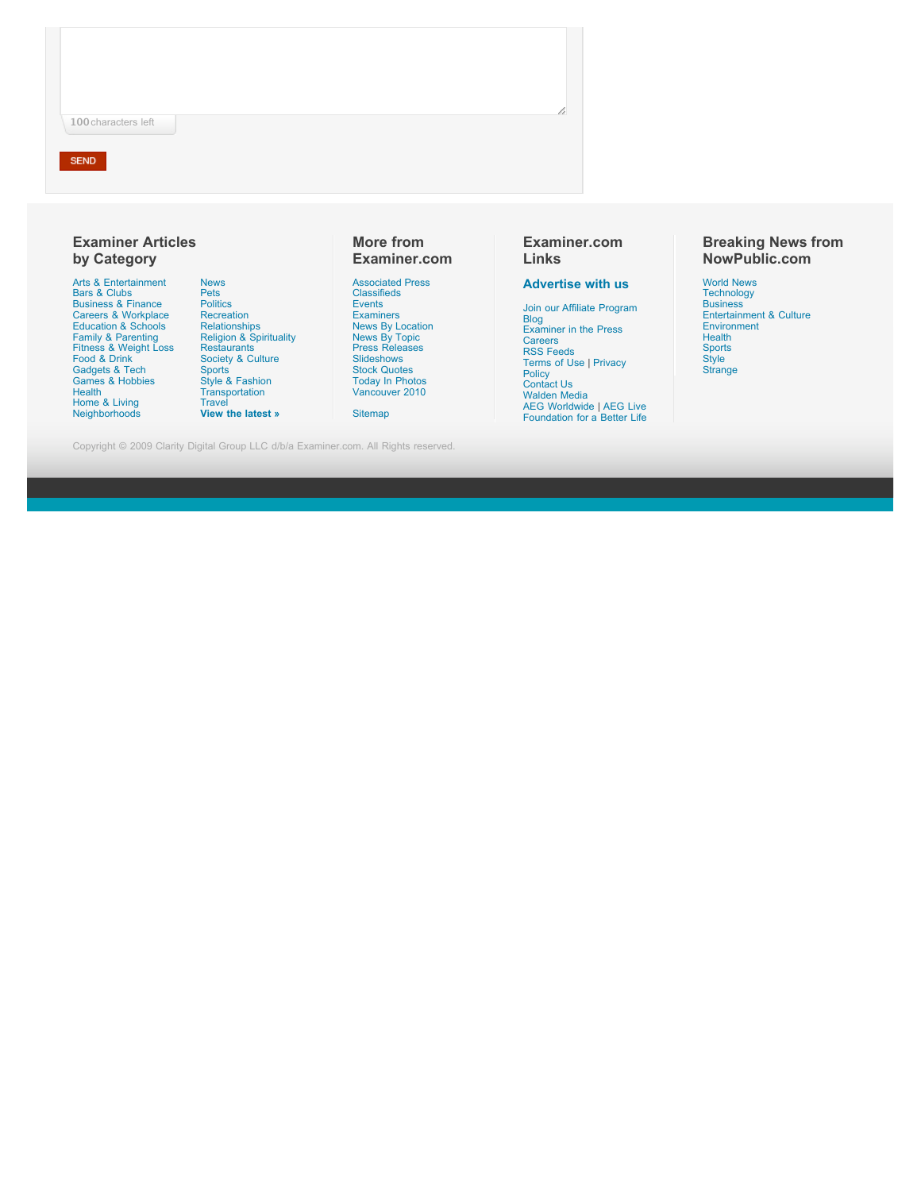100 characters left

SEND

## Examiner Articles by Category

- Arts & Entertainment
- Bars & Clubs
- Business & Finance
- Careers & Workplace
- Education & Schools
- Family & Parenting
- Fitness & Weight Loss
- Food & Drink
- Gadgets & Tech
- Games & Hobbies
- Health
- Home & Living
- Neighborhoods
- News
- Pets
- Politics
- Recreation
- Relationships
- Religion & Spirituality
- Restaurants
- Society & Culture
- Sports
- Style & Fashion
- Transportation
- Travel
- **View the latest »**

## More from Examiner.com

- Associated Press
- Classifieds
- Events
- Examiners
- News By Location
- News By Topic
- Press Releases
- Slideshows
- Stock Quotes
- Today In Photos
- Vancouver 2010

Sitemap

## Examiner.com Links

### Advertise with us

- Join our Affiliate Program
- Blog
- Examiner in the Press
- Careers
- RSS Feeds
- Terms of Use | Privacy Policy
- Contact Us
- Walden Media
- AEG Worldwide | AEG Live
- Foundation for a Better Life

## Breaking News from NowPublic.com

- World News
- Technology
- Business
- Entertainment & Culture
- Environment
- Health
- Sports
- Style
- Strange

Copyright © 2009 Clarity Digital Group LLC d/b/a Examiner.com. All Rights reserved.